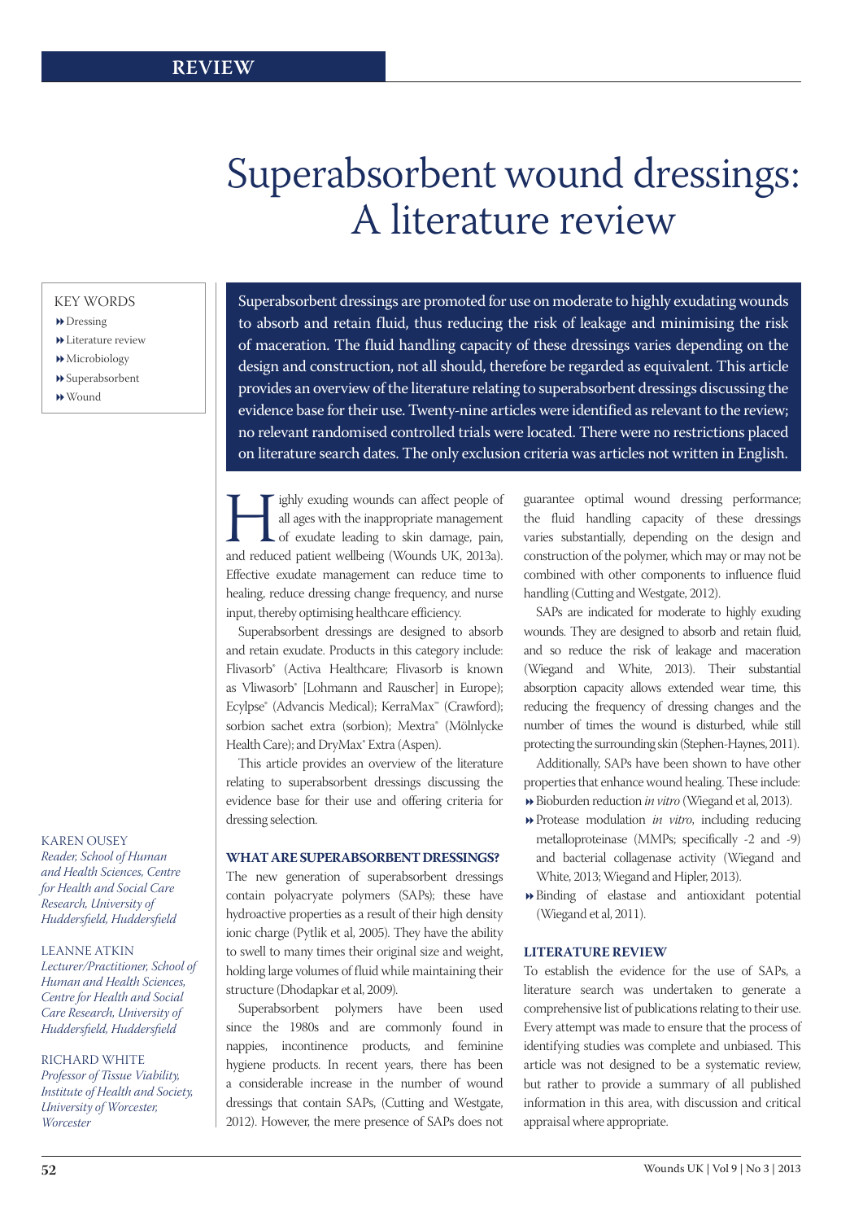# Superabsorbent wound dressings: A literature review

KEY WORDS

- Dressing
- Literature review
- Microbiology
- Superabsorbent
- Wound

Superabsorbent dressings are promoted for use on moderate to highly exudating wounds to absorb and retain fluid, thus reducing the risk of leakage and minimising the risk of maceration. The fluid handling capacity of these dressings varies depending on the design and construction, not all should, therefore be regarded as equivalent. This article provides an overview of the literature relating to superabsorbent dressings discussing the evidence base for their use. Twenty-nine articles were identified as relevant to the review; no relevant randomised controlled trials were located. There were no restrictions placed on literature search dates. The only exclusion criteria was articles not written in English.

KAREN OUSEY
*Reader, School of Human and Health Sciences, Centre for Health and Social Care Research, University of Huddersfield, Huddersfield*

LEANNE ATKIN
*Lecturer/Practitioner, School of Human and Health Sciences, Centre for Health and Social Care Research, University of Huddersfield, Huddersfield*

RICHARD WHITE
*Professor of Tissue Viability, Institute of Health and Society, University of Worcester, Worcester*

Highly exuding wounds can affect people of all ages with the inappropriate management of exudate leading to skin damage, pain, and reduced patient wellbeing (Wounds UK, 2013a). Effective exudate management can reduce time to healing, reduce dressing change frequency, and nurse input, thereby optimising healthcare efficiency.

Superabsorbent dressings are designed to absorb and retain exudate. Products in this category include: Flivasorb® (Activa Healthcare; Flivasorb is known as Vliwasorb® [Lohmann and Rauscher] in Europe); Ecylpse® (Advancis Medical); KerraMax™ (Crawford); sorbion sachet extra (sorbion); Mextra® (Mölnlycke Health Care); and DryMax® Extra (Aspen).

This article provides an overview of the literature relating to superabsorbent dressings discussing the evidence base for their use and offering criteria for dressing selection.

## WHAT ARE SUPERABSORBENT DRESSINGS?

The new generation of superabsorbent dressings contain polyacryate polymers (SAPs); these have hydroactive properties as a result of their high density ionic charge (Pytlik et al, 2005). They have the ability to swell to many times their original size and weight, holding large volumes of fluid while maintaining their structure (Dhodapkar et al, 2009).

Superabsorbent polymers have been used since the 1980s and are commonly found in nappies, incontinence products, and feminine hygiene products. In recent years, there has been a considerable increase in the number of wound dressings that contain SAPs, (Cutting and Westgate, 2012). However, the mere presence of SAPs does not guarantee optimal wound dressing performance; the fluid handling capacity of these dressings varies substantially, depending on the design and construction of the polymer, which may or may not be combined with other components to influence fluid handling (Cutting and Westgate, 2012).

SAPs are indicated for moderate to highly exuding wounds. They are designed to absorb and retain fluid, and so reduce the risk of leakage and maceration (Wiegand and White, 2013). Their substantial absorption capacity allows extended wear time, this reducing the frequency of dressing changes and the number of times the wound is disturbed, while still protecting the surrounding skin (Stephen-Haynes, 2011).

Additionally, SAPs have been shown to have other properties that enhance wound healing. These include:

- Bioburden reduction *in vitro* (Wiegand et al, 2013).
- Protease modulation *in vitro*, including reducing metalloproteinase (MMPs; specifically -2 and -9) and bacterial collagenase activity (Wiegand and White, 2013; Wiegand and Hipler, 2013).
- Binding of elastase and antioxidant potential (Wiegand et al, 2011).

## LITERATURE REVIEW

To establish the evidence for the use of SAPs, a literature search was undertaken to generate a comprehensive list of publications relating to their use. Every attempt was made to ensure that the process of identifying studies was complete and unbiased. This article was not designed to be a systematic review, but rather to provide a summary of all published information in this area, with discussion and critical appraisal where appropriate.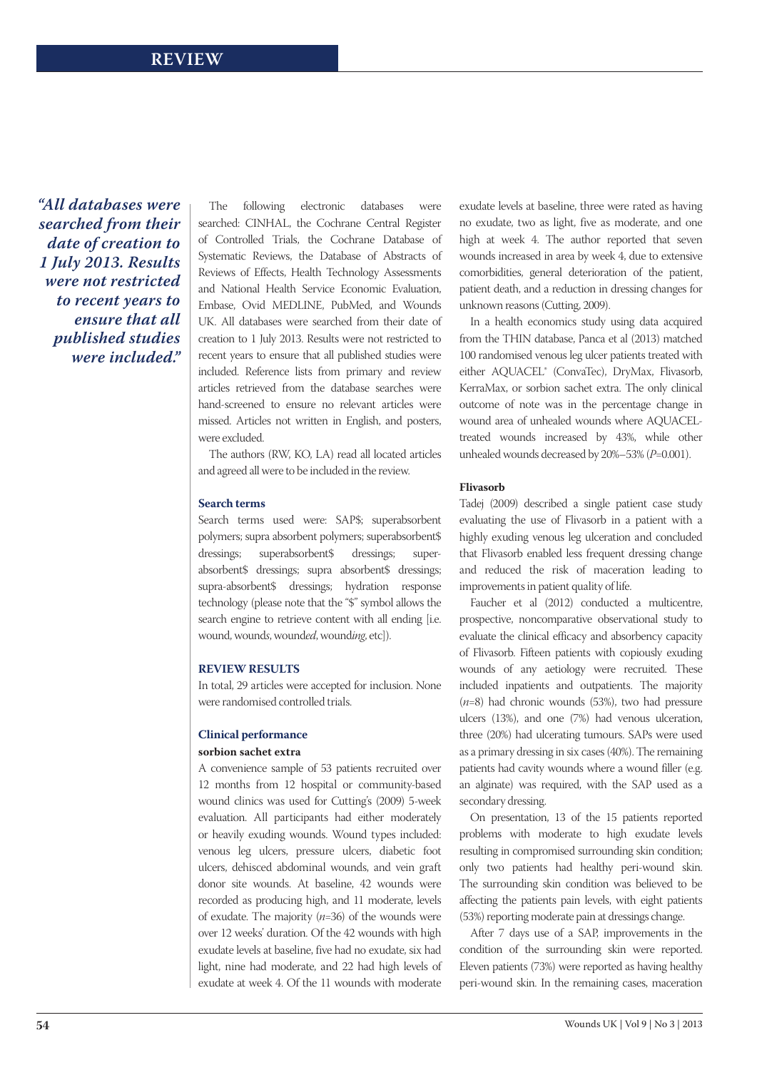> *"All databases were searched from their date of creation to 1 July 2013. Results were not restricted to recent years to ensure that all published studies were included."*

The following electronic databases were searched: CINHAL, the Cochrane Central Register of Controlled Trials, the Cochrane Database of Systematic Reviews, the Database of Abstracts of Reviews of Effects, Health Technology Assessments and National Health Service Economic Evaluation, Embase, Ovid MEDLINE, PubMed, and Wounds UK. All databases were searched from their date of creation to 1 July 2013. Results were not restricted to recent years to ensure that all published studies were included. Reference lists from primary and review articles retrieved from the database searches were hand-screened to ensure no relevant articles were missed. Articles not written in English, and posters, were excluded.

The authors (RW, KO, LA) read all located articles and agreed all were to be included in the review.

### Search terms

Search terms used were: SAP$; superabsorbent polymers; supra absorbent polymers; superabsorbent$ dressings; superabsorbent$ dressings; super-absorbent$ dressings; supra absorbent$ dressings; supra-absorbent$ dressings; hydration response technology (please note that the "$" symbol allows the search engine to retrieve content with all ending [i.e. wound, wound*s*, wound*ed*, wound*ing*, etc]).

## REVIEW RESULTS

In total, 29 articles were accepted for inclusion. None were randomised controlled trials.

### Clinical performance

#### sorbion sachet extra

A convenience sample of 53 patients recruited over 12 months from 12 hospital or community-based wound clinics was used for Cutting's (2009) 5-week evaluation. All participants had either moderately or heavily exuding wounds. Wound types included: venous leg ulcers, pressure ulcers, diabetic foot ulcers, dehisced abdominal wounds, and vein graft donor site wounds. At baseline, 42 wounds were recorded as producing high, and 11 moderate, levels of exudate. The majority (*n*=36) of the wounds were over 12 weeks' duration. Of the 42 wounds with high exudate levels at baseline, five had no exudate, six had light, nine had moderate, and 22 had high levels of exudate at week 4. Of the 11 wounds with moderate exudate levels at baseline, three were rated as having no exudate, two as light, five as moderate, and one high at week 4. The author reported that seven wounds increased in area by week 4, due to extensive comorbidities, general deterioration of the patient, patient death, and a reduction in dressing changes for unknown reasons (Cutting, 2009).

In a health economics study using data acquired from the THIN database, Panca et al (2013) matched 100 randomised venous leg ulcer patients treated with either AQUACEL® (ConvaTec), DryMax, Flivasorb, KerraMax, or sorbion sachet extra. The only clinical outcome of note was in the percentage change in wound area of unhealed wounds where AQUACEL-treated wounds increased by 43%, while other unhealed wounds decreased by 20%–53% (*P*=0.001).

#### Flivasorb

Tadej (2009) described a single patient case study evaluating the use of Flivasorb in a patient with a highly exuding venous leg ulceration and concluded that Flivasorb enabled less frequent dressing change and reduced the risk of maceration leading to improvements in patient quality of life.

Faucher et al (2012) conducted a multicentre, prospective, noncomparative observational study to evaluate the clinical efficacy and absorbency capacity of Flivasorb. Fifteen patients with copiously exuding wounds of any aetiology were recruited. These included inpatients and outpatients. The majority (*n*=8) had chronic wounds (53%), two had pressure ulcers (13%), and one (7%) had venous ulceration, three (20%) had ulcerating tumours. SAPs were used as a primary dressing in six cases (40%). The remaining patients had cavity wounds where a wound filler (e.g. an alginate) was required, with the SAP used as a secondary dressing.

On presentation, 13 of the 15 patients reported problems with moderate to high exudate levels resulting in compromised surrounding skin condition; only two patients had healthy peri-wound skin. The surrounding skin condition was believed to be affecting the patients pain levels, with eight patients (53%) reporting moderate pain at dressings change.

After 7 days use of a SAP, improvements in the condition of the surrounding skin were reported. Eleven patients (73%) were reported as having healthy peri-wound skin. In the remaining cases, maceration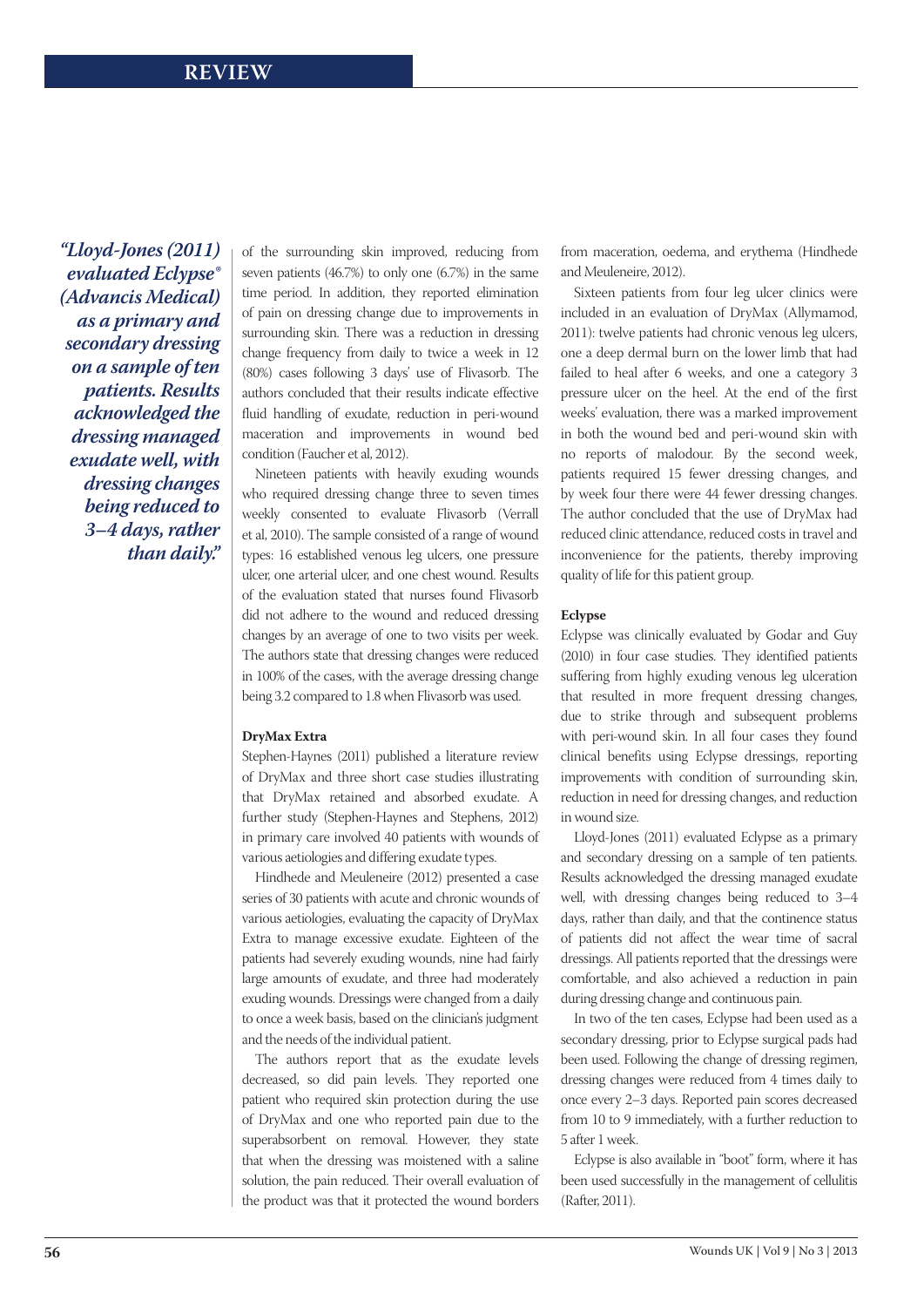*"Lloyd-Jones (2011) evaluated Eclypse® (Advancis Medical) as a primary and secondary dressing on a sample of ten patients. Results acknowledged the dressing managed exudate well, with dressing changes being reduced to 3–4 days, rather than daily."*

of the surrounding skin improved, reducing from seven patients (46.7%) to only one (6.7%) in the same time period. In addition, they reported elimination of pain on dressing change due to improvements in surrounding skin. There was a reduction in dressing change frequency from daily to twice a week in 12 (80%) cases following 3 days' use of Flivasorb. The authors concluded that their results indicate effective fluid handling of exudate, reduction in peri-wound maceration and improvements in wound bed condition (Faucher et al, 2012).

Nineteen patients with heavily exuding wounds who required dressing change three to seven times weekly consented to evaluate Flivasorb (Verrall et al, 2010). The sample consisted of a range of wound types: 16 established venous leg ulcers, one pressure ulcer, one arterial ulcer, and one chest wound. Results of the evaluation stated that nurses found Flivasorb did not adhere to the wound and reduced dressing changes by an average of one to two visits per week. The authors state that dressing changes were reduced in 100% of the cases, with the average dressing change being 3.2 compared to 1.8 when Flivasorb was used.

### DryMax Extra

Stephen-Haynes (2011) published a literature review of DryMax and three short case studies illustrating that DryMax retained and absorbed exudate. A further study (Stephen-Haynes and Stephens, 2012) in primary care involved 40 patients with wounds of various aetiologies and differing exudate types.

Hindhede and Meuleneire (2012) presented a case series of 30 patients with acute and chronic wounds of various aetiologies, evaluating the capacity of DryMax Extra to manage excessive exudate. Eighteen of the patients had severely exuding wounds, nine had fairly large amounts of exudate, and three had moderately exuding wounds. Dressings were changed from a daily to once a week basis, based on the clinician's judgment and the needs of the individual patient.

The authors report that as the exudate levels decreased, so did pain levels. They reported one patient who required skin protection during the use of DryMax and one who reported pain due to the superabsorbent on removal. However, they state that when the dressing was moistened with a saline solution, the pain reduced. Their overall evaluation of the product was that it protected the wound borders from maceration, oedema, and erythema (Hindhede and Meuleneire, 2012).

Sixteen patients from four leg ulcer clinics were included in an evaluation of DryMax (Allymamod, 2011): twelve patients had chronic venous leg ulcers, one a deep dermal burn on the lower limb that had failed to heal after 6 weeks, and one a category 3 pressure ulcer on the heel. At the end of the first weeks' evaluation, there was a marked improvement in both the wound bed and peri-wound skin with no reports of malodour. By the second week, patients required 15 fewer dressing changes, and by week four there were 44 fewer dressing changes. The author concluded that the use of DryMax had reduced clinic attendance, reduced costs in travel and inconvenience for the patients, thereby improving quality of life for this patient group.

### Eclypse

Eclypse was clinically evaluated by Godar and Guy (2010) in four case studies. They identified patients suffering from highly exuding venous leg ulceration that resulted in more frequent dressing changes, due to strike through and subsequent problems with peri-wound skin. In all four cases they found clinical benefits using Eclypse dressings, reporting improvements with condition of surrounding skin, reduction in need for dressing changes, and reduction in wound size.

Lloyd-Jones (2011) evaluated Eclypse as a primary and secondary dressing on a sample of ten patients. Results acknowledged the dressing managed exudate well, with dressing changes being reduced to 3–4 days, rather than daily, and that the continence status of patients did not affect the wear time of sacral dressings. All patients reported that the dressings were comfortable, and also achieved a reduction in pain during dressing change and continuous pain.

In two of the ten cases, Eclypse had been used as a secondary dressing, prior to Eclypse surgical pads had been used. Following the change of dressing regimen, dressing changes were reduced from 4 times daily to once every 2–3 days. Reported pain scores decreased from 10 to 9 immediately, with a further reduction to 5 after 1 week.

Eclypse is also available in "boot" form, where it has been used successfully in the management of cellulitis (Rafter, 2011).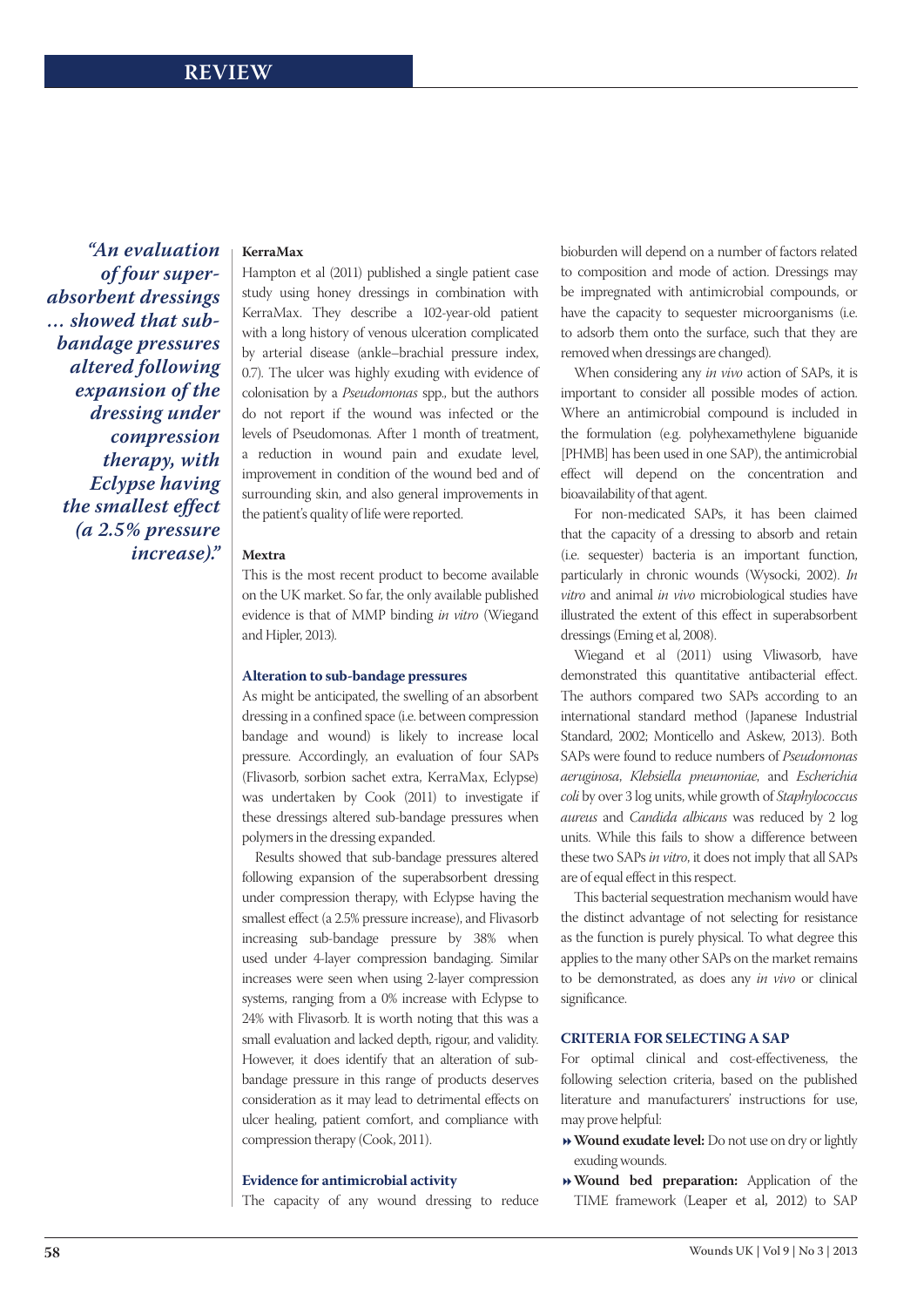*"An evaluation of four superabsorbent dressings … showed that sub-bandage pressures altered following expansion of the dressing under compression therapy, with Eclypse having the smallest effect (a 2.5% pressure increase)."*

**KerraMax**

Hampton et al (2011) published a single patient case study using honey dressings in combination with KerraMax. They describe a 102-year-old patient with a long history of venous ulceration complicated by arterial disease (ankle–brachial pressure index, 0.7). The ulcer was highly exuding with evidence of colonisation by a *Pseudomonas* spp., but the authors do not report if the wound was infected or the levels of Pseudomonas. After 1 month of treatment, a reduction in wound pain and exudate level, improvement in condition of the wound bed and of surrounding skin, and also general improvements in the patient's quality of life were reported.

**Mextra**

This is the most recent product to become available on the UK market. So far, the only available published evidence is that of MMP binding *in vitro* (Wiegand and Hipler, 2013).

### Alteration to sub-bandage pressures

As might be anticipated, the swelling of an absorbent dressing in a confined space (i.e. between compression bandage and wound) is likely to increase local pressure. Accordingly, an evaluation of four SAPs (Flivasorb, sorbion sachet extra, KerraMax, Eclypse) was undertaken by Cook (2011) to investigate if these dressings altered sub-bandage pressures when polymers in the dressing expanded.

Results showed that sub-bandage pressures altered following expansion of the superabsorbent dressing under compression therapy, with Eclypse having the smallest effect (a 2.5% pressure increase), and Flivasorb increasing sub-bandage pressure by 38% when used under 4-layer compression bandaging. Similar increases were seen when using 2-layer compression systems, ranging from a 0% increase with Eclypse to 24% with Flivasorb. It is worth noting that this was a small evaluation and lacked depth, rigour, and validity. However, it does identify that an alteration of sub-bandage pressure in this range of products deserves consideration as it may lead to detrimental effects on ulcer healing, patient comfort, and compliance with compression therapy (Cook, 2011).

### Evidence for antimicrobial activity

The capacity of any wound dressing to reduce bioburden will depend on a number of factors related to composition and mode of action. Dressings may be impregnated with antimicrobial compounds, or have the capacity to sequester microorganisms (i.e. to adsorb them onto the surface, such that they are removed when dressings are changed).

When considering any *in vivo* action of SAPs, it is important to consider all possible modes of action. Where an antimicrobial compound is included in the formulation (e.g. polyhexamethylene biguanide [PHMB] has been used in one SAP), the antimicrobial effect will depend on the concentration and bioavailability of that agent.

For non-medicated SAPs, it has been claimed that the capacity of a dressing to absorb and retain (i.e. sequester) bacteria is an important function, particularly in chronic wounds (Wysocki, 2002). *In vitro* and animal *in vivo* microbiological studies have illustrated the extent of this effect in superabsorbent dressings (Eming et al, 2008).

Wiegand et al (2011) using Vliwasorb, have demonstrated this quantitative antibacterial effect. The authors compared two SAPs according to an international standard method (Japanese Industrial Standard, 2002; Monticello and Askew, 2013). Both SAPs were found to reduce numbers of *Pseudomonas aeruginosa*, *Klebsiella pneumoniae*, and *Escherichia coli* by over 3 log units, while growth of *Staphylococcus aureus* and *Candida albicans* was reduced by 2 log units. While this fails to show a difference between these two SAPs *in vitro*, it does not imply that all SAPs are of equal effect in this respect.

This bacterial sequestration mechanism would have the distinct advantage of not selecting for resistance as the function is purely physical. To what degree this applies to the many other SAPs on the market remains to be demonstrated, as does any *in vivo* or clinical significance.

## CRITERIA FOR SELECTING A SAP

For optimal clinical and cost-effectiveness, the following selection criteria, based on the published literature and manufacturers' instructions for use, may prove helpful:

- **Wound exudate level:** Do not use on dry or lightly exuding wounds.
- **Wound bed preparation:** Application of the TIME framework (Leaper et al, 2012) to SAP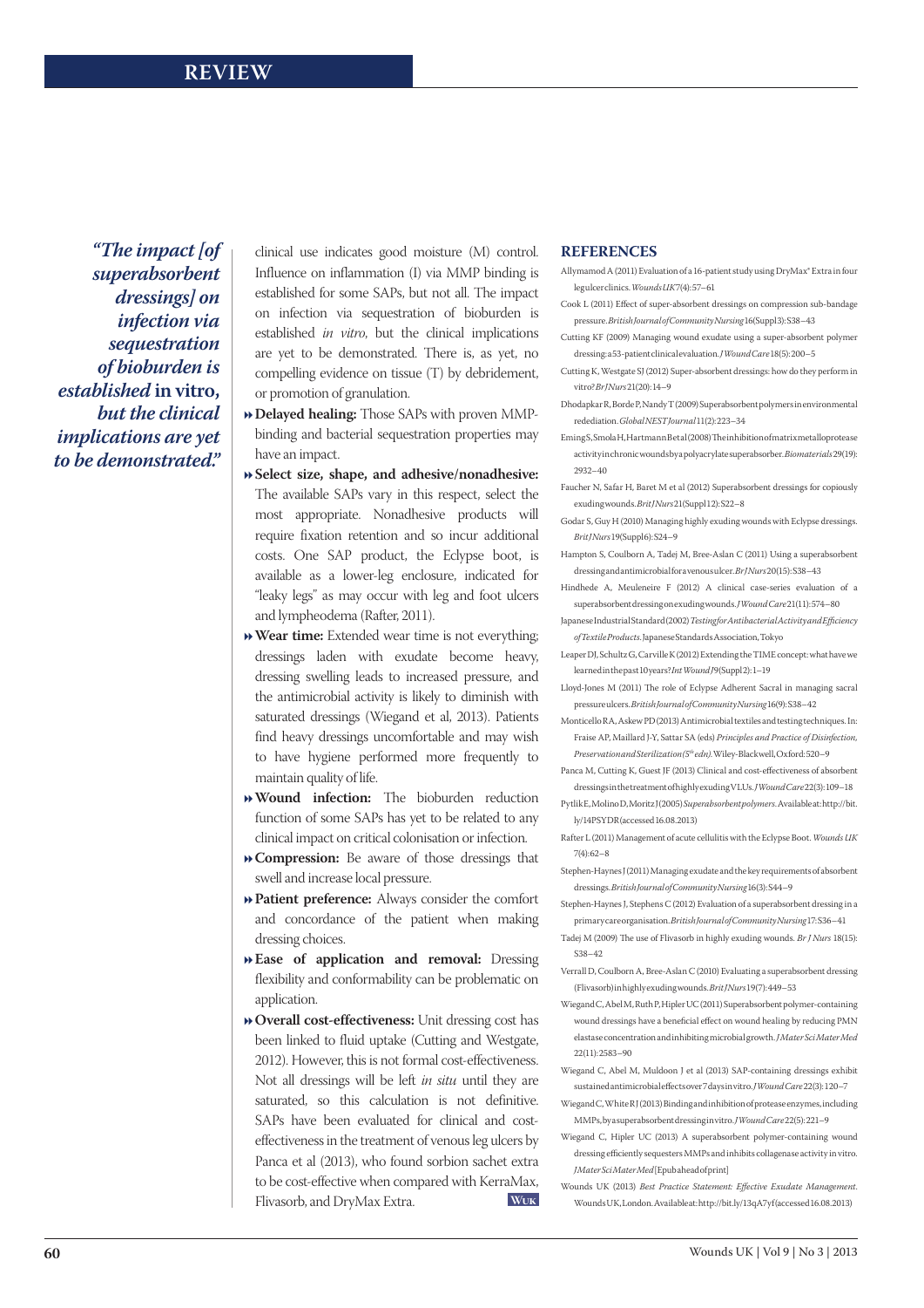*"The impact [of superabsorbent dressings] on infection via sequestration of bioburden is established* **in vitro,** *but the clinical implications are yet to be demonstrated."*

clinical use indicates good moisture (M) control. Influence on inflammation (I) via MMP binding is established for some SAPs, but not all. The impact on infection via sequestration of bioburden is established *in vitro*, but the clinical implications are yet to be demonstrated. There is, as yet, no compelling evidence on tissue (T) by debridement, or promotion of granulation.

- **Delayed healing:** Those SAPs with proven MMP-binding and bacterial sequestration properties may have an impact.
- **Select size, shape, and adhesive/nonadhesive:** The available SAPs vary in this respect, select the most appropriate. Nonadhesive products will require fixation retention and so incur additional costs. One SAP product, the Eclypse boot, is available as a lower-leg enclosure, indicated for "leaky legs" as may occur with leg and foot ulcers and lympheodema (Rafter, 2011).
- **Wear time:** Extended wear time is not everything; dressings laden with exudate become heavy, dressing swelling leads to increased pressure, and the antimicrobial activity is likely to diminish with saturated dressings (Wiegand et al, 2013). Patients find heavy dressings uncomfortable and may wish to have hygiene performed more frequently to maintain quality of life.
- **Wound infection:** The bioburden reduction function of some SAPs has yet to be related to any clinical impact on critical colonisation or infection.
- **Compression:** Be aware of those dressings that swell and increase local pressure.
- **Patient preference:** Always consider the comfort and concordance of the patient when making dressing choices.
- **Ease of application and removal:** Dressing flexibility and conformability can be problematic on application.
- **Overall cost-effectiveness:** Unit dressing cost has been linked to fluid uptake (Cutting and Westgate, 2012). However, this is not formal cost-effectiveness. Not all dressings will be left *in situ* until they are saturated, so this calculation is not definitive. SAPs have been evaluated for clinical and cost-effectiveness in the treatment of venous leg ulcers by Panca et al (2013), who found sorbion sachet extra to be cost-effective when compared with KerraMax, Flivasorb, and DryMax Extra.

## REFERENCES

Allymamod A (2011) Evaluation of a 16-patient study using DryMax® Extra in four leg ulcer clinics. *Wounds UK* 7(4): 57–61

Cook L (2011) Effect of super-absorbent dressings on compression sub-bandage pressure. *British Journal of Community Nursing* 16(Suppl3): S38–43

Cutting KF (2009) Managing wound exudate using a super-absorbent polymer dressing: a 53-patient clinical evaluation. *J Wound Care* 18(5): 200–5

Cutting K, Westgate SJ (2012) Super-absorbent dressings: how do they perform in vitro? *Br J Nurs* 21(20): 14–9

Dhodapkar R, Borde P, Nandy T (2009) Superabsorbent polymers in environmental rededication. *Global NEST Journal* 11(2): 223–34

Eming S, Smola H, Hartmann B et al (2008) The inhibition of matrix metalloprotease activity in chronic wounds by a polyacrylate superabsorber. *Biomaterials* 29(19): 2932–40

Faucher N, Safar H, Baret M et al (2012) Superabsorbent dressings for copiously exuding wounds. *Brit J Nurs* 21(Suppl12): S22–8

Godar S, Guy H (2010) Managing highly exuding wounds with Eclypse dressings. *Brit J Nurs* 19(Suppl6): S24–9

Hampton S, Coulborn A, Tadej M, Bree-Aslan C (2011) Using a superabsorbent dressing and antimicrobial for a venous ulcer. *Br J Nurs* 20(15): S38–43

Hindhede A, Meuleneire F (2012) A clinical case-series evaluation of a superabsorbent dressing on exuding wounds. *J Wound Care* 21(11): 574–80

Japanese Industrial Standard (2002) *Testing for Antibacterial Activity and Efficiency of Textile Products*. Japanese Standards Association, Tokyo

Leaper DJ, Schultz G, Carville K (2012) Extending the TIME concept: what have we learned in the past 10 years? *Int Wound J* 9(Suppl2): 1–19

Lloyd-Jones M (2011) The role of Eclypse Adherent Sacral in managing sacral pressure ulcers. *British Journal of Community Nursing* 16(9): S38–42

Monticello RA, Askew PD (2013) Antimicrobial textiles and testing techniques. In: Fraise AP, Maillard J-Y, Sattar SA (eds) *Principles and Practice of Disinfection, Preservation and Sterilization (5th edn)*. Wiley-Blackwell, Oxford: 520–9

Panca M, Cutting K, Guest JF (2013) Clinical and cost-effectiveness of absorbent dressings in the treatment of highly exuding VLUs. *J Wound Care* 22(3): 109–18

Pytlik E, Molino D, Moritz J (2005) *Superabsorbent polymers*. Available at: http://bit.ly/14PSYDR (accessed 16.08.2013)

Rafter L (2011) Management of acute cellulitis with the Eclypse Boot. *Wounds UK* 7(4): 62–8

Stephen-Haynes J (2011) Managing exudate and the key requirements of absorbent dressings. *British Journal of Community Nursing* 16(3): S44–9

Stephen-Haynes J, Stephens C (2012) Evaluation of a superabsorbent dressing in a primary care organisation. *British Journal of Community Nursing* 17: S36–41

Tadej M (2009) The use of Flivasorb in highly exuding wounds. *Br J Nurs* 18(15): S38–42

Verrall D, Coulborn A, Bree-Aslan C (2010) Evaluating a superabsorbent dressing (Flivasorb) in highly exuding wounds. *Brit J Nurs* 19(7): 449–53

Wiegand C, Abel M, Ruth P, Hipler UC (2011) Superabsorbent polymer-containing wound dressings have a beneficial effect on wound healing by reducing PMN elastase concentration and inhibiting microbial growth. *J Mater Sci Mater Med* 22(11): 2583–90

Wiegand C, Abel M, Muldoon J et al (2013) SAP-containing dressings exhibit sustained antimicrobial effects over 7 days in vitro. *J Wound Care* 22(3): 120–7

Wiegand C, White RJ (2013) Binding and inhibition of protease enzymes, including MMPs, by a superabsorbent dressing in vitro. *J Wound Care* 22(5): 221–9

Wiegand C, Hipler UC (2013) A superabsorbent polymer-containing wound dressing efficiently sequesters MMPs and inhibits collagenase activity in vitro. *J Mater Sci Mater Med* [Epub ahead of print]

Wounds UK (2013) *Best Practice Statement: Effective Exudate Management*. Wounds UK, London. Available at: http://bit.ly/13qA7yf (accessed 16.08.2013)